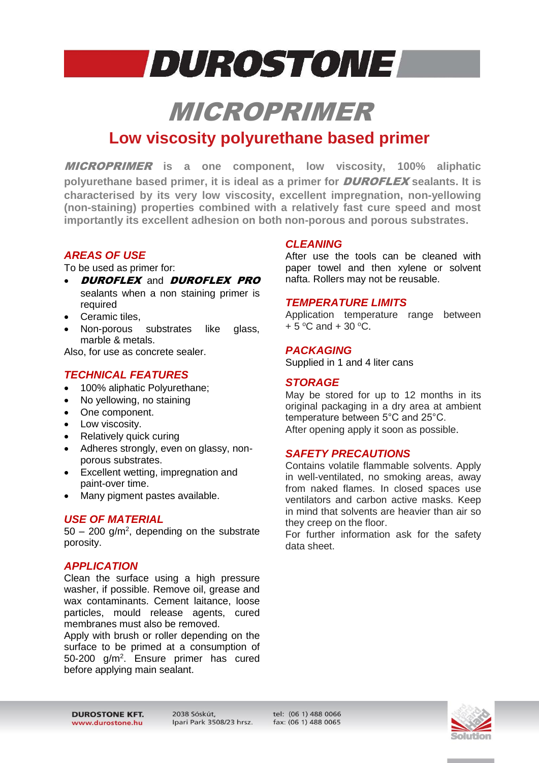# DUROSTONE

# MICROPRIMER

## Low viscosity polyurethane based primer

**MICROPRIMER is a one component, low viscosity, 100% aliphatic polyurethane based primer, it is ideal as a primer for DUROFLEX sealants. It is characterised by its very low viscosity, excellent impregnation, non-yellowing (non-staining) properties combined with a relatively fast cure speed and most importantly its excellent adhesion on both non-porous and porous substrates.**

### AREAS OF USE

To be used as primer for:

- ***DUROFLEX*** and ***DUROFLEX PRO*** sealants when a non staining primer is required
- Ceramic tiles,
- Non-porous substrates like glass, marble & metals.

Also, for use as concrete sealer.

### TECHNICAL FEATURES

- 100% aliphatic Polyurethane;
- No yellowing, no staining
- One component.
- Low viscosity.
- Relatively quick curing
- Adheres strongly, even on glassy, non-porous substrates.
- Excellent wetting, impregnation and paint-over time.
- Many pigment pastes available.

### USE OF MATERIAL

50 – 200 g/m$^2$, depending on the substrate porosity.

### APPLICATION

Clean the surface using a high pressure washer, if possible. Remove oil, grease and wax contaminants. Cement laitance, loose particles, mould release agents, cured membranes must also be removed.

Apply with brush or roller depending on the surface to be primed at a consumption of 50-200 g/m$^2$. Ensure primer has cured before applying main sealant.

### CLEANING

After use the tools can be cleaned with paper towel and then xylene or solvent nafta. Rollers may not be reusable.

### TEMPERATURE LIMITS

Application temperature range between + 5 °C and + 30 °C.

### PACKAGING

Supplied in 1 and 4 liter cans

### STORAGE

May be stored for up to 12 months in its original packaging in a dry area at ambient temperature between 5°C and 25°C.

After opening apply it soon as possible.

### SAFETY PRECAUTIONS

Contains volatile flammable solvents. Apply in well-ventilated, no smoking areas, away from naked flames. In closed spaces use ventilators and carbon active masks. Keep in mind that solvents are heavier than air so they creep on the floor.

For further information ask for the safety data sheet.

**DUROSTONE KFT.**
www.durostone.hu

2038 Sóskút,
Ipari Park 3508/23 hrsz.

tel: (06 1) 488 0066
fax: (06 1) 488 0065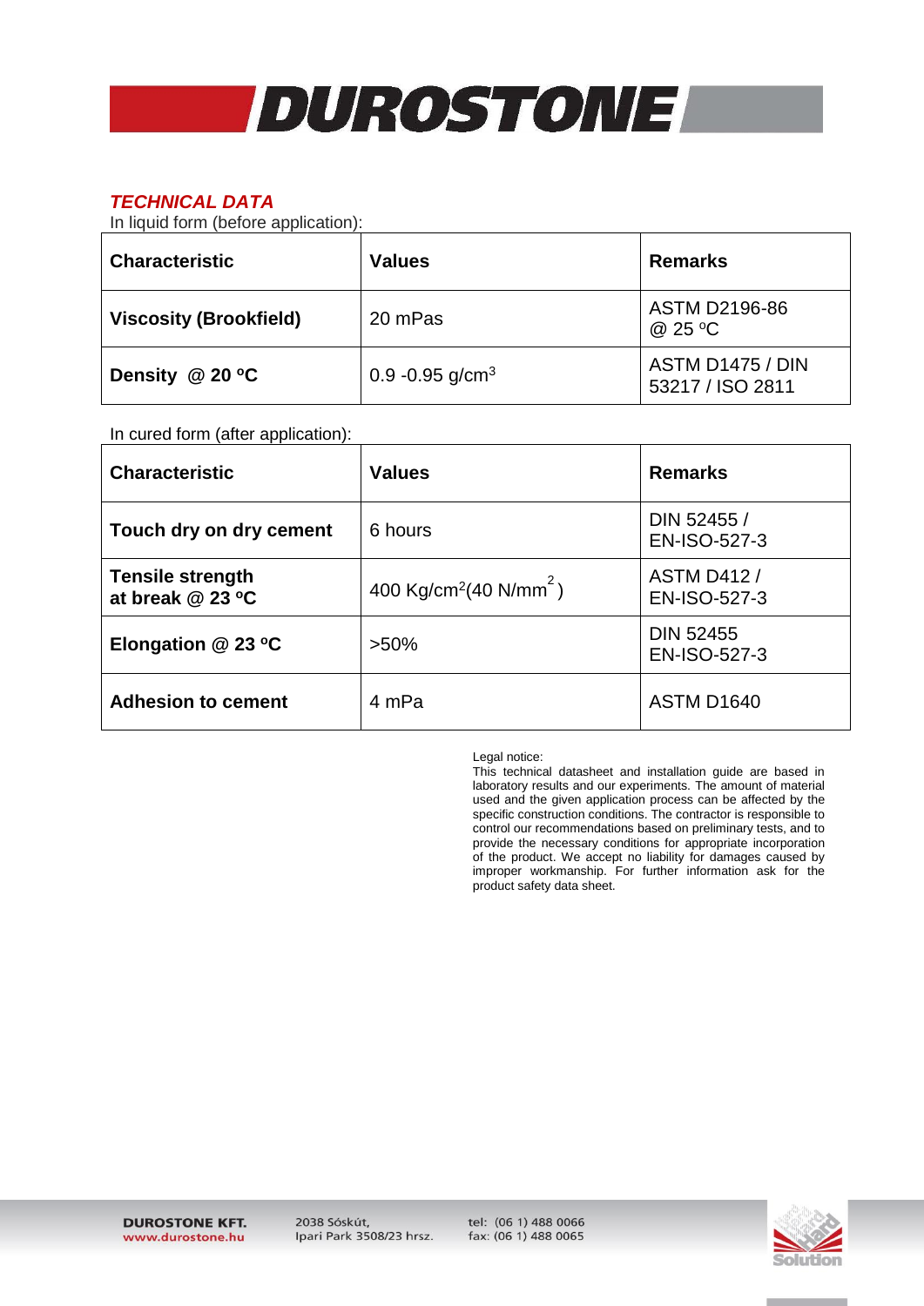# DUROSTONE

## *TECHNICAL DATA*

In liquid form (before application):

| Characteristic | Values | Remarks |
|---|---|---|
| **Viscosity (Brookfield)** | 20 mPas | ASTM D2196-86 @ 25 ºC |
| **Density @ 20 ºC** | 0.9 -0.95 g/cm$^3$ | ASTM D1475 / DIN 53217 / ISO 2811 |

In cured form (after application):

| Characteristic | Values | Remarks |
|---|---|---|
| **Touch dry on dry cement** | 6 hours | DIN 52455 / EN-ISO-527-3 |
| **Tensile strength at break @ 23 ºC** | 400 Kg/cm$^2$(40 N/mm$^2$) | ASTM D412 / EN-ISO-527-3 |
| **Elongation @ 23 ºC** | >50% | DIN 52455 EN-ISO-527-3 |
| **Adhesion to cement** | 4 mPa | ASTM D1640 |

Legal notice:
This technical datasheet and installation guide are based in laboratory results and our experiments. The amount of material used and the given application process can be affected by the specific construction conditions. The contractor is responsible to control our recommendations based on preliminary tests, and to provide the necessary conditions for appropriate incorporation of the product. We accept no liability for damages caused by improper workmanship. For further information ask for the product safety data sheet.

**DUROSTONE KFT.**
www.durostone.hu

2038 Sóskút,
Ipari Park 3508/23 hrsz.

tel: (06 1) 488 0066
fax: (06 1) 488 0065